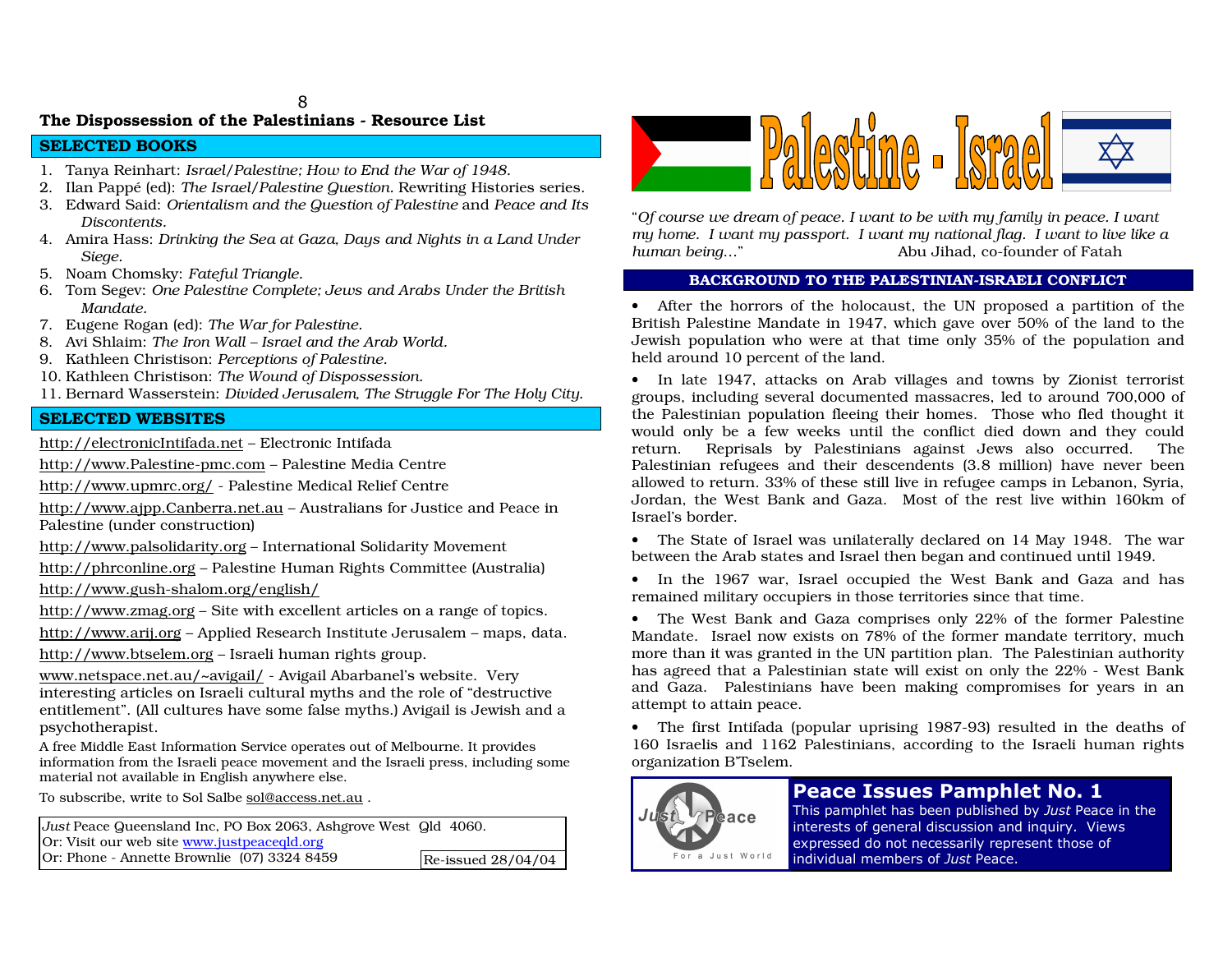## The Dispossession of the Palestinians - Resource List

### SELECTED BOOKS

1. Tanya Reinhart: *Israel/Palestine; How to End the War of 1948.*
2. Ilan Pappé (ed): *The Israel/Palestine Question.* Rewriting Histories series.
3. Edward Said: *Orientalism and the Question of Palestine* and *Peace and Its Discontents.*
4. Amira Hass: *Drinking the Sea at Gaza, Days and Nights in a Land Under Siege.*
5. Noam Chomsky: *Fateful Triangle.*
6. Tom Segev: *One Palestine Complete; Jews and Arabs Under the British Mandate.*
7. Eugene Rogan (ed): *The War for Palestine.*
8. Avi Shlaim: *The Iron Wall – Israel and the Arab World.*
9. Kathleen Christison: *Perceptions of Palestine.*
10. Kathleen Christison: *The Wound of Dispossession.*
11. Bernard Wasserstein: *Divided Jerusalem, The Struggle For The Holy City.*

### SELECTED WEBSITES

http://electronicIntifada.net – Electronic Intifada

http://www.Palestine-pmc.com – Palestine Media Centre

http://www.upmrc.org/ - Palestine Medical Relief Centre

http://www.ajpp.Canberra.net.au – Australians for Justice and Peace in Palestine (under construction)

http://www.palsolidarity.org – International Solidarity Movement

http://phrconline.org – Palestine Human Rights Committee (Australia)

http://www.gush-shalom.org/english/

http://www.zmag.org – Site with excellent articles on a range of topics.

http://www.arij.org – Applied Research Institute Jerusalem – maps, data.

http://www.btselem.org – Israeli human rights group.

www.netspace.net.au/~avigail/ - Avigail Abarbanel's website. Very interesting articles on Israeli cultural myths and the role of "destructive entitlement". (All cultures have some false myths.) Avigail is Jewish and a psychotherapist.

A free Middle East Information Service operates out of Melbourne. It provides information from the Israeli peace movement and the Israeli press, including some material not available in English anywhere else.

To subscribe, write to Sol Salbe sol@access.net.au .

*Just* Peace Queensland Inc, PO Box 2063, Ashgrove West Qld 4060.
Or: Visit our web site www.justpeaceqld.org
Or: Phone - Annette Brownlie (07) 3324 8459

Re-issued 28/04/04

# Palestine - Israel

"*Of course we dream of peace. I want to be with my family in peace. I want my home. I want my passport. I want my national flag. I want to live like a human being…*" Abu Jihad, co-founder of Fatah

### BACKGROUND TO THE PALESTINIAN-ISRAELI CONFLICT

- After the horrors of the holocaust, the UN proposed a partition of the British Palestine Mandate in 1947, which gave over 50% of the land to the Jewish population who were at that time only 35% of the population and held around 10 percent of the land.
- In late 1947, attacks on Arab villages and towns by Zionist terrorist groups, including several documented massacres, led to around 700,000 of the Palestinian population fleeing their homes. Those who fled thought it would only be a few weeks until the conflict died down and they could return. Reprisals by Palestinians against Jews also occurred. The Palestinian refugees and their descendents (3.8 million) have never been allowed to return. 33% of these still live in refugee camps in Lebanon, Syria, Jordan, the West Bank and Gaza. Most of the rest live within 160km of Israel's border.
- The State of Israel was unilaterally declared on 14 May 1948. The war between the Arab states and Israel then began and continued until 1949.
- In the 1967 war, Israel occupied the West Bank and Gaza and has remained military occupiers in those territories since that time.
- The West Bank and Gaza comprises only 22% of the former Palestine Mandate. Israel now exists on 78% of the former mandate territory, much more than it was granted in the UN partition plan. The Palestinian authority has agreed that a Palestinian state will exist on only the 22% - West Bank and Gaza. Palestinians have been making compromises for years in an attempt to attain peace.
- The first Intifada (popular uprising 1987-93) resulted in the deaths of 160 Israelis and 1162 Palestinians, according to the Israeli human rights organization B'Tselem.

Just Peace – For a Just World

## Peace Issues Pamphlet No. 1

This pamphlet has been published by *Just* Peace in the interests of general discussion and inquiry. Views expressed do not necessarily represent those of individual members of *Just* Peace.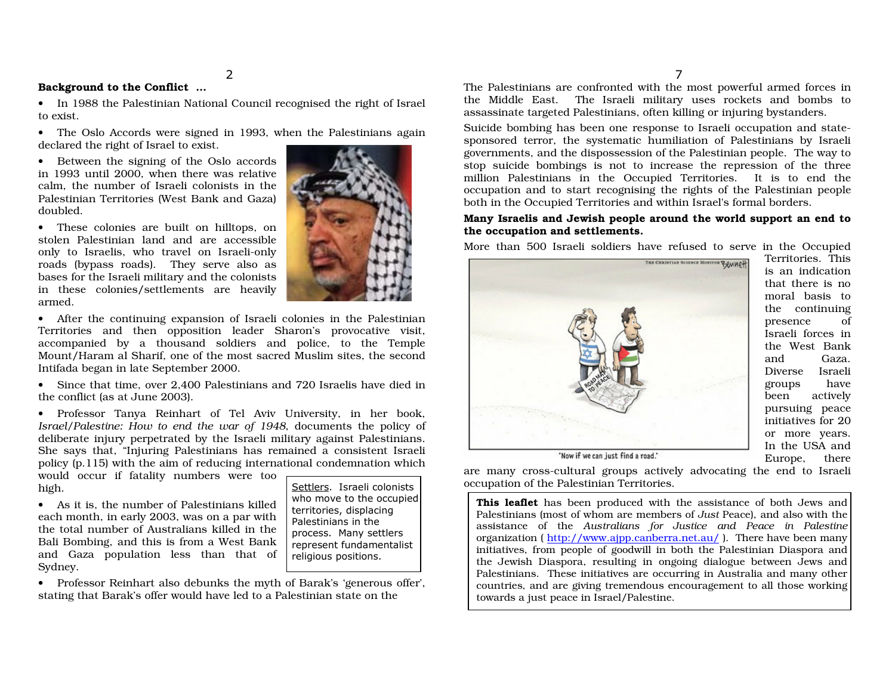**Background to the Conflict ...**

- In 1988 the Palestinian National Council recognised the right of Israel to exist.
- The Oslo Accords were signed in 1993, when the Palestinians again declared the right of Israel to exist.
- Between the signing of the Oslo accords in 1993 until 2000, when there was relative calm, the number of Israeli colonists in the Palestinian Territories (West Bank and Gaza) doubled.
- These colonies are built on hilltops, on stolen Palestinian land and are accessible only to Israelis, who travel on Israeli-only roads (bypass roads). They serve also as bases for the Israeli military and the colonists in these colonies/settlements are heavily armed.
- After the continuing expansion of Israeli colonies in the Palestinian Territories and then opposition leader Sharon's provocative visit, accompanied by a thousand soldiers and police, to the Temple Mount/Haram al Sharif, one of the most sacred Muslim sites, the second Intifada began in late September 2000.
- Since that time, over 2,400 Palestinians and 720 Israelis have died in the conflict (as at June 2003).
- Professor Tanya Reinhart of Tel Aviv University, in her book, *Israel/Palestine: How to end the war of 1948*, documents the policy of deliberate injury perpetrated by the Israeli military against Palestinians. She says that, "Injuring Palestinians has remained a consistent Israeli policy (p.115) with the aim of reducing international condemnation which would occur if fatality numbers were too high.
- As it is, the number of Palestinians killed each month, in early 2003, was on a par with the total number of Australians killed in the Bali Bombing, and this is from a West Bank and Gaza population less than that of Sydney.
- Professor Reinhart also debunks the myth of Barak's 'generous offer', stating that Barak's offer would have led to a Palestinian state on the

> Settlers. Israeli colonists who move to the occupied territories, displacing Palestinians in the process. Many settlers represent fundamentalist religious positions.

The Palestinians are confronted with the most powerful armed forces in the Middle East. The Israeli military uses rockets and bombs to assassinate targeted Palestinians, often killing or injuring bystanders.

Suicide bombing has been one response to Israeli occupation and state-sponsored terror, the systematic humiliation of Palestinians by Israeli governments, and the dispossession of the Palestinian people. The way to stop suicide bombings is not to increase the repression of the three million Palestinians in the Occupied Territories. It is to end the occupation and to start recognising the rights of the Palestinian people both in the Occupied Territories and within Israel's formal borders.

**Many Israelis and Jewish people around the world support an end to the occupation and settlements.**

More than 500 Israeli soldiers have refused to serve in the Occupied Territories. This is an indication that there is no moral basis to the continuing presence of Israeli forces in the West Bank and Gaza. Diverse Israeli groups have been actively pursuing peace initiatives for 20 or more years. In the USA and Europe, there are many cross-cultural groups actively advocating the end to Israeli occupation of the Palestinian Territories.

'Now if we can just find a road.'

> **This leaflet** has been produced with the assistance of both Jews and Palestinians (most of whom are members of *Just* Peace), and also with the assistance of the *Australians for Justice and Peace in Palestine* organization ( http://www.ajpp.canberra.net.au/ ). There have been many initiatives, from people of goodwill in both the Palestinian Diaspora and the Jewish Diaspora, resulting in ongoing dialogue between Jews and Palestinians. These initiatives are occurring in Australia and many other countries, and are giving tremendous encouragement to all those working towards a just peace in Israel/Palestine.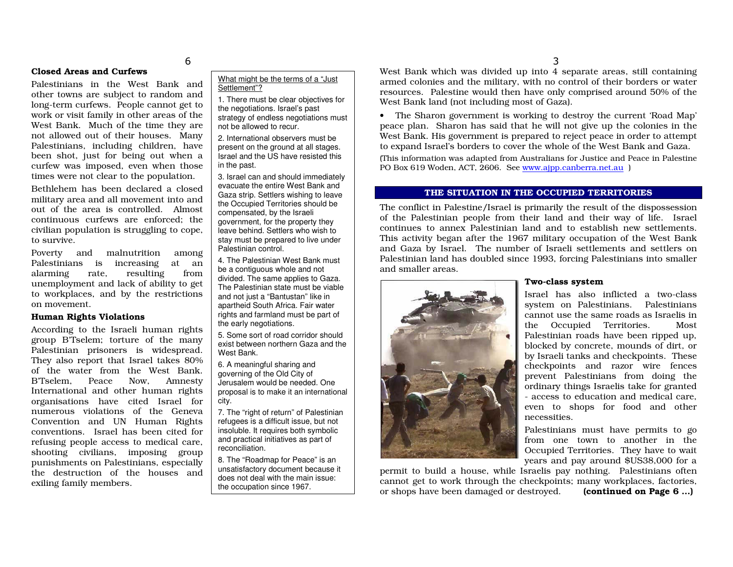## Closed Areas and Curfews

Palestinians in the West Bank and other towns are subject to random and long-term curfews. People cannot get to work or visit family in other areas of the West Bank. Much of the time they are not allowed out of their houses. Many Palestinians, including children, have been shot, just for being out when a curfew was imposed, even when those times were not clear to the population.

Bethlehem has been declared a closed military area and all movement into and out of the area is controlled. Almost continuous curfews are enforced; the civilian population is struggling to cope, to survive.

Poverty and malnutrition among Palestinians is increasing at an alarming rate, resulting from unemployment and lack of ability to get to workplaces, and by the restrictions on movement.

## Human Rights Violations

According to the Israeli human rights group B'Tselem; torture of the many Palestinian prisoners is widespread. They also report that Israel takes 80% of the water from the West Bank. B'Tselem, Peace Now, Amnesty International and other human rights organisations have cited Israel for numerous violations of the Geneva Convention and UN Human Rights conventions. Israel has been cited for refusing people access to medical care, shooting civilians, imposing group punishments on Palestinians, especially the destruction of the houses and exiling family members.

What might be the terms of a "Just Settlement"?

1. There must be clear objectives for the negotiations. Israel's past strategy of endless negotiations must not be allowed to recur.
2. International observers must be present on the ground at all stages. Israel and the US have resisted this in the past.
3. Israel can and should immediately evacuate the entire West Bank and Gaza strip. Settlers wishing to leave the Occupied Territories should be compensated, by the Israeli government, for the property they leave behind. Settlers who wish to stay must be prepared to live under Palestinian control.
4. The Palestinian West Bank must be a contiguous whole and not divided. The same applies to Gaza. The Palestinian state must be viable and not just a "Bantustan" like in apartheid South Africa. Fair water rights and farmland must be part of the early negotiations.
5. Some sort of road corridor should exist between northern Gaza and the West Bank.
6. A meaningful sharing and governing of the Old City of Jerusalem would be needed. One proposal is to make it an international city.
7. The "right of return" of Palestinian refugees is a difficult issue, but not insoluble. It requires both symbolic and practical initiatives as part of reconciliation.
8. The "Roadmap for Peace" is an unsatisfactory document because it does not deal with the main issue: the occupation since 1967.

West Bank which was divided up into 4 separate areas, still containing armed colonies and the military, with no control of their borders or water resources. Palestine would then have only comprised around 50% of the West Bank land (not including most of Gaza).

- The Sharon government is working to destroy the current 'Road Map' peace plan. Sharon has said that he will not give up the colonies in the West Bank. His government is prepared to reject peace in order to attempt to expand Israel's borders to cover the whole of the West Bank and Gaza.

(This information was adapted from Australians for Justice and Peace in Palestine PO Box 619 Woden, ACT, 2606. See www.ajpp.canberra.net.au )

## THE SITUATION IN THE OCCUPIED TERRITORIES

The conflict in Palestine/Israel is primarily the result of the dispossession of the Palestinian people from their land and their way of life. Israel continues to annex Palestinian land and to establish new settlements. This activity began after the 1967 military occupation of the West Bank and Gaza by Israel. The number of Israeli settlements and settlers on Palestinian land has doubled since 1993, forcing Palestinians into smaller and smaller areas.

### Two-class system

Israel has also inflicted a two-class system on Palestinians. Palestinians cannot use the same roads as Israelis in the Occupied Territories. Most Palestinian roads have been ripped up, blocked by concrete, mounds of dirt, or by Israeli tanks and checkpoints. These checkpoints and razor wire fences prevent Palestinians from doing the ordinary things Israelis take for granted - access to education and medical care, even to shops for food and other necessities.

Palestinians must have permits to go from one town to another in the Occupied Territories. They have to wait years and pay around $US38,000 for a permit to build a house, while Israelis pay nothing. Palestinians often cannot get to work through the checkpoints; many workplaces, factories, or shops have been damaged or destroyed. **(continued on Page 6 ...)**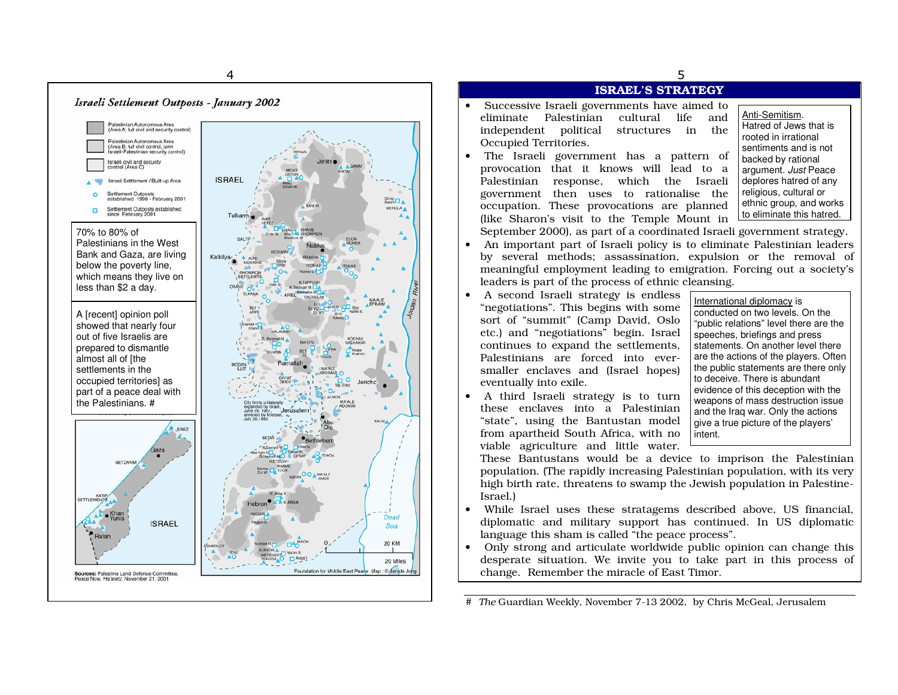## Israeli Settlement Outposts - January 2002

Palestinian Autonomous Area (Area A; full civil and security control)

Palestinian Autonomous Area (Area B; full civil control, joint Israeli-Palestinian security control)

Israeli civil and security control (Area C)

Israeli Settlement / Built-up Area

Settlement Outposts established 1996 - February 2001

Settlement Outposts established since February 2001

70% to 80% of Palestinians in the West Bank and Gaza, are living below the poverty line, which means they live on less than $2 a day.

A [recent] opinion poll showed that nearly four out of five Israelis are prepared to dismantle almost all of [the settlements in the occupied territories] as part of a peace deal with the Palestinians. #

Sources: Palestine Land Defense Committee, Peace Now, Ha'aretz, November 21, 2001

Foundation for Middle East Peace Map : © Jan de Jong

## ISRAEL'S STRATEGY

- Successive Israeli governments have aimed to eliminate Palestinian cultural life and independent political structures in the Occupied Territories.
- The Israeli government has a pattern of provocation that it knows will lead to a Palestinian response, which the Israeli government then uses to rationalise the occupation. These provocations are planned (like Sharon's visit to the Temple Mount in September 2000), as part of a coordinated Israeli government strategy.
- An important part of Israeli policy is to eliminate Palestinian leaders by several methods; assassination, expulsion or the removal of meaningful employment leading to emigration. Forcing out a society's leaders is part of the process of ethnic cleansing.
- A second Israeli strategy is endless "negotiations". This begins with some sort of "summit" (Camp David, Oslo etc.) and "negotiations" begin. Israel continues to expand the settlements, Palestinians are forced into ever-smaller enclaves and (Israel hopes) eventually into exile.
- A third Israeli strategy is to turn these enclaves into a Palestinian "state", using the Bantustan model from apartheid South Africa, with no viable agriculture and little water. These Bantustans would be a device to imprison the Palestinian population. (The rapidly increasing Palestinian population, with its very high birth rate, threatens to swamp the Jewish population in Palestine-Israel.)
- While Israel uses these stratagems described above, US financial, diplomatic and military support has continued. In US diplomatic language this sham is called "the peace process".
- Only strong and articulate worldwide public opinion can change this desperate situation. We invite you to take part in this process of change. Remember the miracle of East Timor.

Anti-Semitism. Hatred of Jews that is rooted in irrational sentiments and is not backed by rational argument. *Just* Peace deplores hatred of any religious, cultural or ethnic group, and works to eliminate this hatred.

International diplomacy is conducted on two levels. On the "public relations" level there are the speeches, briefings and press statements. On another level there are the actions of the players. Often the public statements are there only to deceive. There is abundant evidence of this deception with the weapons of mass destruction issue and the Iraq war. Only the actions give a true picture of the players' intent.

# *The* Guardian Weekly, November 7-13 2002, by Chris McGeal, Jerusalem